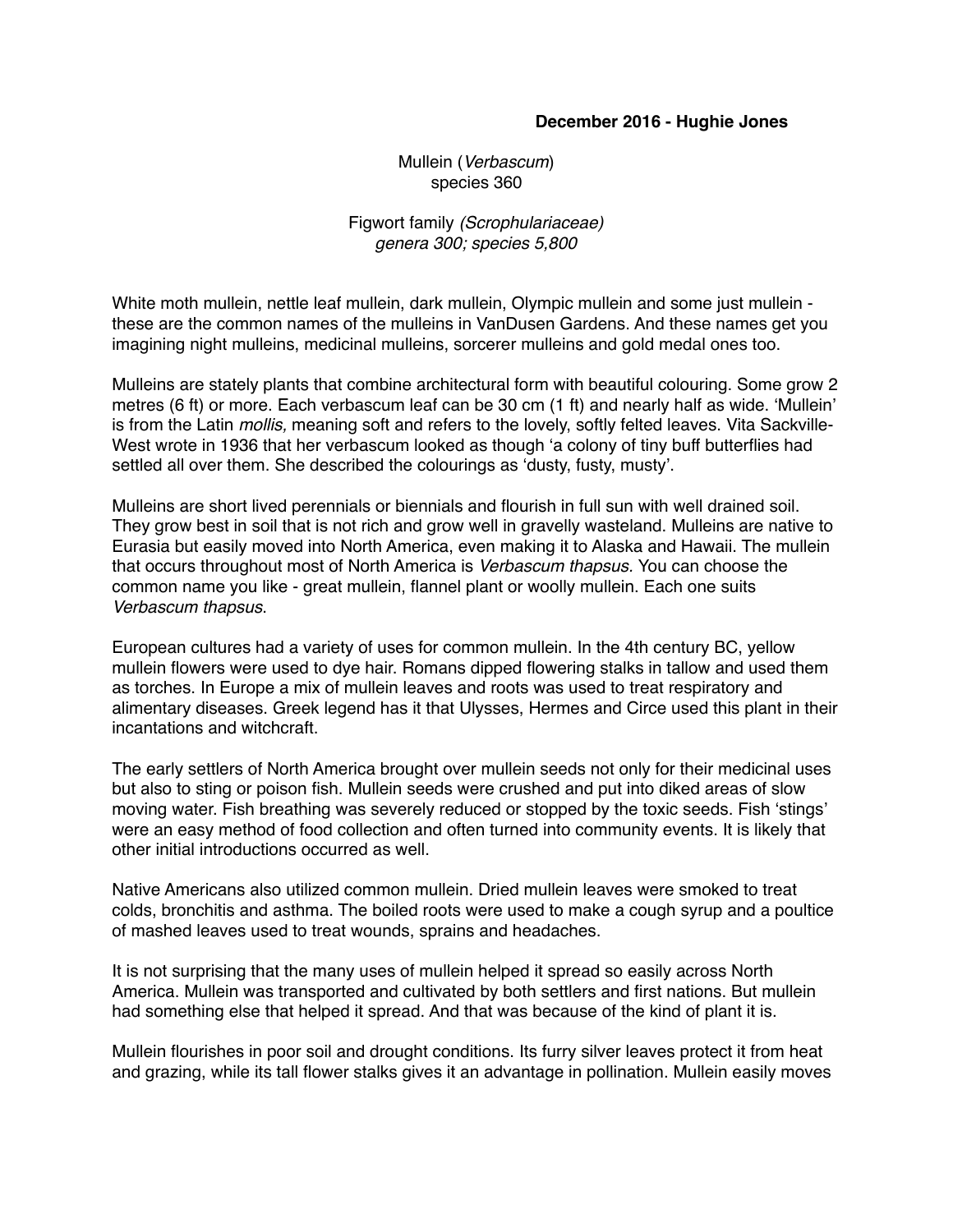**December 2016 - Hughie Jones**

Mullein (*Verbascum*)
species 360

Figwort family *(Scrophulariaceae)*
*genera 300; species 5,800*

White moth mullein, nettle leaf mullein, dark mullein, Olympic mullein and some just mullein - these are the common names of the mulleins in VanDusen Gardens. And these names get you imagining night mulleins, medicinal mulleins, sorcerer mulleins and gold medal ones too.

Mulleins are stately plants that combine architectural form with beautiful colouring. Some grow 2 metres (6 ft) or more. Each verbascum leaf can be 30 cm (1 ft) and nearly half as wide. 'Mullein' is from the Latin *mollis,* meaning soft and refers to the lovely, softly felted leaves. Vita Sackville-West wrote in 1936 that her verbascum looked as though 'a colony of tiny buff butterflies had settled all over them. She described the colourings as 'dusty, fusty, musty'.

Mulleins are short lived perennials or biennials and flourish in full sun with well drained soil. They grow best in soil that is not rich and grow well in gravelly wasteland. Mulleins are native to Eurasia but easily moved into North America, even making it to Alaska and Hawaii. The mullein that occurs throughout most of North America is *Verbascum thapsus.* You can choose the common name you like - great mullein, flannel plant or woolly mullein. Each one suits *Verbascum thapsus*.

European cultures had a variety of uses for common mullein. In the 4th century BC, yellow mullein flowers were used to dye hair. Romans dipped flowering stalks in tallow and used them as torches. In Europe a mix of mullein leaves and roots was used to treat respiratory and alimentary diseases. Greek legend has it that Ulysses, Hermes and Circe used this plant in their incantations and witchcraft.

The early settlers of North America brought over mullein seeds not only for their medicinal uses but also to sting or poison fish. Mullein seeds were crushed and put into diked areas of slow moving water. Fish breathing was severely reduced or stopped by the toxic seeds. Fish 'stings' were an easy method of food collection and often turned into community events. It is likely that other initial introductions occurred as well.

Native Americans also utilized common mullein. Dried mullein leaves were smoked to treat colds, bronchitis and asthma. The boiled roots were used to make a cough syrup and a poultice of mashed leaves used to treat wounds, sprains and headaches.

It is not surprising that the many uses of mullein helped it spread so easily across North America. Mullein was transported and cultivated by both settlers and first nations. But mullein had something else that helped it spread. And that was because of the kind of plant it is.

Mullein flourishes in poor soil and drought conditions. Its furry silver leaves protect it from heat and grazing, while its tall flower stalks gives it an advantage in pollination. Mullein easily moves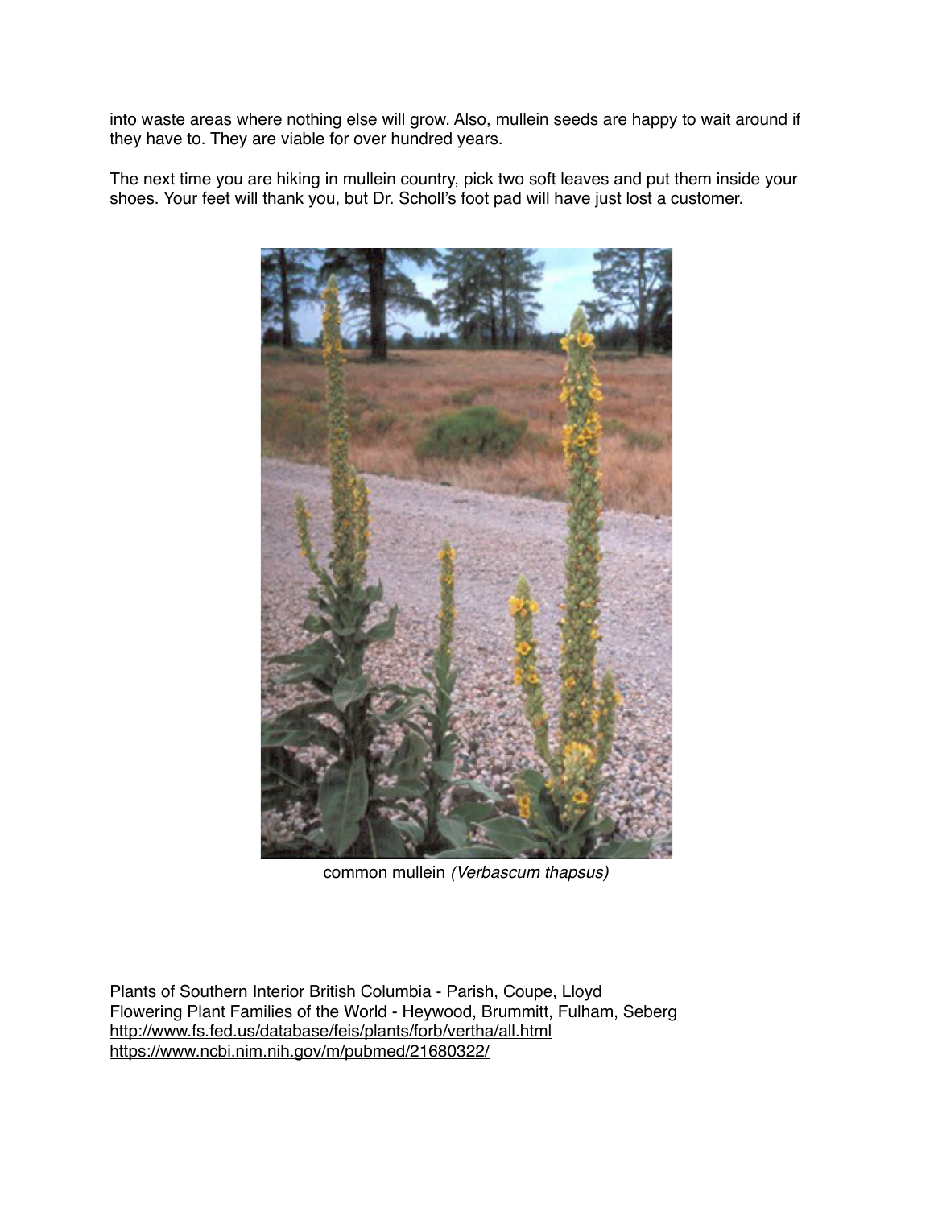into waste areas where nothing else will grow. Also, mullein seeds are happy to wait around if they have to. They are viable for over hundred years.

The next time you are hiking in mullein country, pick two soft leaves and put them inside your shoes. Your feet will thank you, but Dr. Scholl's foot pad will have just lost a customer.

common mullein *(Verbascum thapsus)*

Plants of Southern Interior British Columbia - Parish, Coupe, Lloyd
Flowering Plant Families of the World - Heywood, Brummitt, Fulham, Seberg
http://www.fs.fed.us/database/feis/plants/forb/vertha/all.html
https://www.ncbi.nim.nih.gov/m/pubmed/21680322/